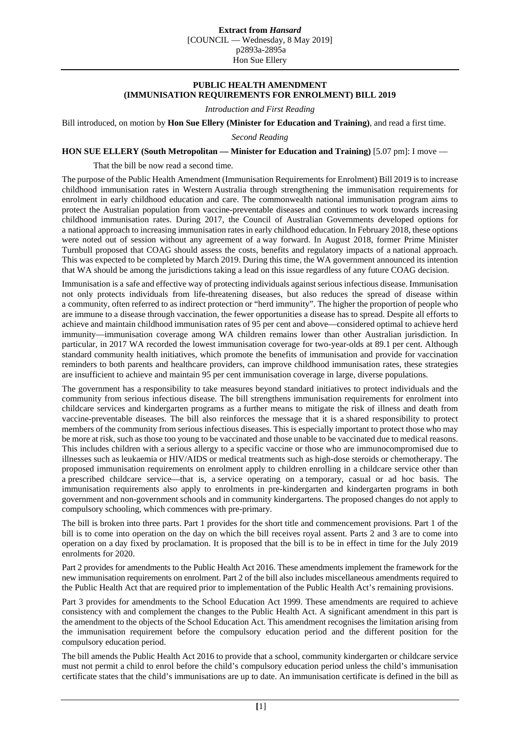**Extract from *Hansard***
[COUNCIL — Wednesday, 8 May 2019]
p2893a-2895a
Hon Sue Ellery

## PUBLIC HEALTH AMENDMENT (IMMUNISATION REQUIREMENTS FOR ENROLMENT) BILL 2019

*Introduction and First Reading*

Bill introduced, on motion by **Hon Sue Ellery (Minister for Education and Training)**, and read a first time.

*Second Reading*

**HON SUE ELLERY (South Metropolitan — Minister for Education and Training)** [5.07 pm]: I move —

> That the bill be now read a second time.

The purpose of the Public Health Amendment (Immunisation Requirements for Enrolment) Bill 2019 is to increase childhood immunisation rates in Western Australia through strengthening the immunisation requirements for enrolment in early childhood education and care. The commonwealth national immunisation program aims to protect the Australian population from vaccine-preventable diseases and continues to work towards increasing childhood immunisation rates. During 2017, the Council of Australian Governments developed options for a national approach to increasing immunisation rates in early childhood education. In February 2018, these options were noted out of session without any agreement of a way forward. In August 2018, former Prime Minister Turnbull proposed that COAG should assess the costs, benefits and regulatory impacts of a national approach. This was expected to be completed by March 2019. During this time, the WA government announced its intention that WA should be among the jurisdictions taking a lead on this issue regardless of any future COAG decision.

Immunisation is a safe and effective way of protecting individuals against serious infectious disease. Immunisation not only protects individuals from life-threatening diseases, but also reduces the spread of disease within a community, often referred to as indirect protection or "herd immunity". The higher the proportion of people who are immune to a disease through vaccination, the fewer opportunities a disease has to spread. Despite all efforts to achieve and maintain childhood immunisation rates of 95 per cent and above—considered optimal to achieve herd immunity—immunisation coverage among WA children remains lower than other Australian jurisdiction. In particular, in 2017 WA recorded the lowest immunisation coverage for two-year-olds at 89.1 per cent. Although standard community health initiatives, which promote the benefits of immunisation and provide for vaccination reminders to both parents and healthcare providers, can improve childhood immunisation rates, these strategies are insufficient to achieve and maintain 95 per cent immunisation coverage in large, diverse populations.

The government has a responsibility to take measures beyond standard initiatives to protect individuals and the community from serious infectious disease. The bill strengthens immunisation requirements for enrolment into childcare services and kindergarten programs as a further means to mitigate the risk of illness and death from vaccine-preventable diseases. The bill also reinforces the message that it is a shared responsibility to protect members of the community from serious infectious diseases. This is especially important to protect those who may be more at risk, such as those too young to be vaccinated and those unable to be vaccinated due to medical reasons. This includes children with a serious allergy to a specific vaccine or those who are immunocompromised due to illnesses such as leukaemia or HIV/AIDS or medical treatments such as high-dose steroids or chemotherapy. The proposed immunisation requirements on enrolment apply to children enrolling in a childcare service other than a prescribed childcare service—that is, a service operating on a temporary, casual or ad hoc basis. The immunisation requirements also apply to enrolments in pre-kindergarten and kindergarten programs in both government and non-government schools and in community kindergartens. The proposed changes do not apply to compulsory schooling, which commences with pre-primary.

The bill is broken into three parts. Part 1 provides for the short title and commencement provisions. Part 1 of the bill is to come into operation on the day on which the bill receives royal assent. Parts 2 and 3 are to come into operation on a day fixed by proclamation. It is proposed that the bill is to be in effect in time for the July 2019 enrolments for 2020.

Part 2 provides for amendments to the Public Health Act 2016. These amendments implement the framework for the new immunisation requirements on enrolment. Part 2 of the bill also includes miscellaneous amendments required to the Public Health Act that are required prior to implementation of the Public Health Act's remaining provisions.

Part 3 provides for amendments to the School Education Act 1999. These amendments are required to achieve consistency with and complement the changes to the Public Health Act. A significant amendment in this part is the amendment to the objects of the School Education Act. This amendment recognises the limitation arising from the immunisation requirement before the compulsory education period and the different position for the compulsory education period.

The bill amends the Public Health Act 2016 to provide that a school, community kindergarten or childcare service must not permit a child to enrol before the child's compulsory education period unless the child's immunisation certificate states that the child's immunisations are up to date. An immunisation certificate is defined in the bill as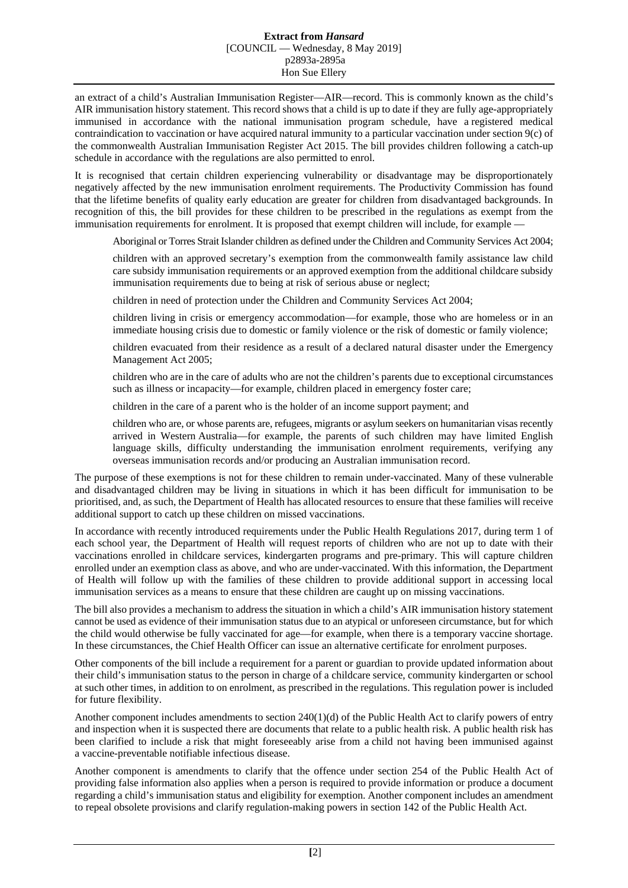an extract of a child's Australian Immunisation Register—AIR—record. This is commonly known as the child's AIR immunisation history statement. This record shows that a child is up to date if they are fully age-appropriately immunised in accordance with the national immunisation program schedule, have a registered medical contraindication to vaccination or have acquired natural immunity to a particular vaccination under section 9(c) of the commonwealth Australian Immunisation Register Act 2015. The bill provides children following a catch-up schedule in accordance with the regulations are also permitted to enrol.

It is recognised that certain children experiencing vulnerability or disadvantage may be disproportionately negatively affected by the new immunisation enrolment requirements. The Productivity Commission has found that the lifetime benefits of quality early education are greater for children from disadvantaged backgrounds. In recognition of this, the bill provides for these children to be prescribed in the regulations as exempt from the immunisation requirements for enrolment. It is proposed that exempt children will include, for example —

> Aboriginal or Torres Strait Islander children as defined under the Children and Community Services Act 2004;
>
> children with an approved secretary's exemption from the commonwealth family assistance law child care subsidy immunisation requirements or an approved exemption from the additional childcare subsidy immunisation requirements due to being at risk of serious abuse or neglect;
>
> children in need of protection under the Children and Community Services Act 2004;
>
> children living in crisis or emergency accommodation—for example, those who are homeless or in an immediate housing crisis due to domestic or family violence or the risk of domestic or family violence;
>
> children evacuated from their residence as a result of a declared natural disaster under the Emergency Management Act 2005;
>
> children who are in the care of adults who are not the children's parents due to exceptional circumstances such as illness or incapacity—for example, children placed in emergency foster care;
>
> children in the care of a parent who is the holder of an income support payment; and
>
> children who are, or whose parents are, refugees, migrants or asylum seekers on humanitarian visas recently arrived in Western Australia—for example, the parents of such children may have limited English language skills, difficulty understanding the immunisation enrolment requirements, verifying any overseas immunisation records and/or producing an Australian immunisation record.

The purpose of these exemptions is not for these children to remain under-vaccinated. Many of these vulnerable and disadvantaged children may be living in situations in which it has been difficult for immunisation to be prioritised, and, as such, the Department of Health has allocated resources to ensure that these families will receive additional support to catch up these children on missed vaccinations.

In accordance with recently introduced requirements under the Public Health Regulations 2017, during term 1 of each school year, the Department of Health will request reports of children who are not up to date with their vaccinations enrolled in childcare services, kindergarten programs and pre-primary. This will capture children enrolled under an exemption class as above, and who are under-vaccinated. With this information, the Department of Health will follow up with the families of these children to provide additional support in accessing local immunisation services as a means to ensure that these children are caught up on missing vaccinations.

The bill also provides a mechanism to address the situation in which a child's AIR immunisation history statement cannot be used as evidence of their immunisation status due to an atypical or unforeseen circumstance, but for which the child would otherwise be fully vaccinated for age—for example, when there is a temporary vaccine shortage. In these circumstances, the Chief Health Officer can issue an alternative certificate for enrolment purposes.

Other components of the bill include a requirement for a parent or guardian to provide updated information about their child's immunisation status to the person in charge of a childcare service, community kindergarten or school at such other times, in addition to on enrolment, as prescribed in the regulations. This regulation power is included for future flexibility.

Another component includes amendments to section 240(1)(d) of the Public Health Act to clarify powers of entry and inspection when it is suspected there are documents that relate to a public health risk. A public health risk has been clarified to include a risk that might foreseeably arise from a child not having been immunised against a vaccine-preventable notifiable infectious disease.

Another component is amendments to clarify that the offence under section 254 of the Public Health Act of providing false information also applies when a person is required to provide information or produce a document regarding a child's immunisation status and eligibility for exemption. Another component includes an amendment to repeal obsolete provisions and clarify regulation-making powers in section 142 of the Public Health Act.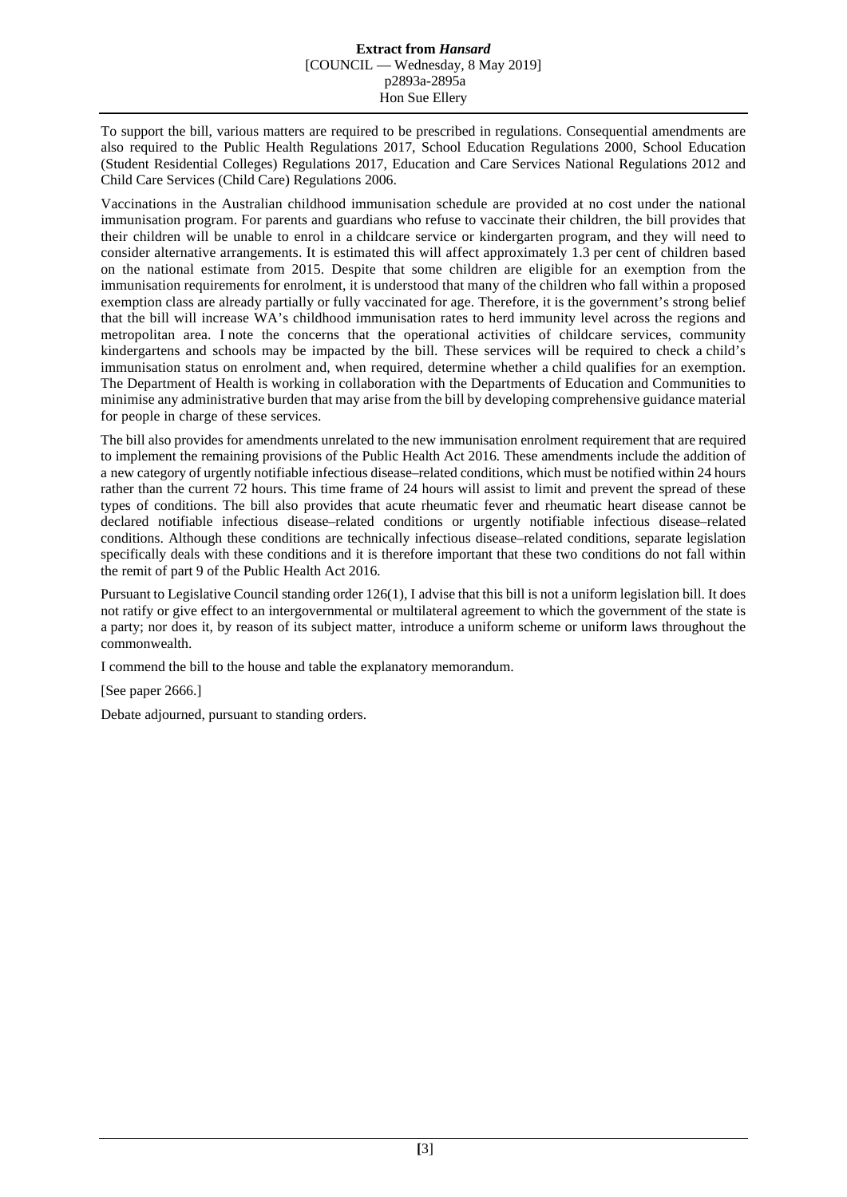To support the bill, various matters are required to be prescribed in regulations. Consequential amendments are also required to the Public Health Regulations 2017, School Education Regulations 2000, School Education (Student Residential Colleges) Regulations 2017, Education and Care Services National Regulations 2012 and Child Care Services (Child Care) Regulations 2006.

Vaccinations in the Australian childhood immunisation schedule are provided at no cost under the national immunisation program. For parents and guardians who refuse to vaccinate their children, the bill provides that their children will be unable to enrol in a childcare service or kindergarten program, and they will need to consider alternative arrangements. It is estimated this will affect approximately 1.3 per cent of children based on the national estimate from 2015. Despite that some children are eligible for an exemption from the immunisation requirements for enrolment, it is understood that many of the children who fall within a proposed exemption class are already partially or fully vaccinated for age. Therefore, it is the government's strong belief that the bill will increase WA's childhood immunisation rates to herd immunity level across the regions and metropolitan area. I note the concerns that the operational activities of childcare services, community kindergartens and schools may be impacted by the bill. These services will be required to check a child's immunisation status on enrolment and, when required, determine whether a child qualifies for an exemption. The Department of Health is working in collaboration with the Departments of Education and Communities to minimise any administrative burden that may arise from the bill by developing comprehensive guidance material for people in charge of these services.

The bill also provides for amendments unrelated to the new immunisation enrolment requirement that are required to implement the remaining provisions of the Public Health Act 2016. These amendments include the addition of a new category of urgently notifiable infectious disease–related conditions, which must be notified within 24 hours rather than the current 72 hours. This time frame of 24 hours will assist to limit and prevent the spread of these types of conditions. The bill also provides that acute rheumatic fever and rheumatic heart disease cannot be declared notifiable infectious disease–related conditions or urgently notifiable infectious disease–related conditions. Although these conditions are technically infectious disease–related conditions, separate legislation specifically deals with these conditions and it is therefore important that these two conditions do not fall within the remit of part 9 of the Public Health Act 2016.

Pursuant to Legislative Council standing order 126(1), I advise that this bill is not a uniform legislation bill. It does not ratify or give effect to an intergovernmental or multilateral agreement to which the government of the state is a party; nor does it, by reason of its subject matter, introduce a uniform scheme or uniform laws throughout the commonwealth.

I commend the bill to the house and table the explanatory memorandum.

[See paper 2666.]

Debate adjourned, pursuant to standing orders.